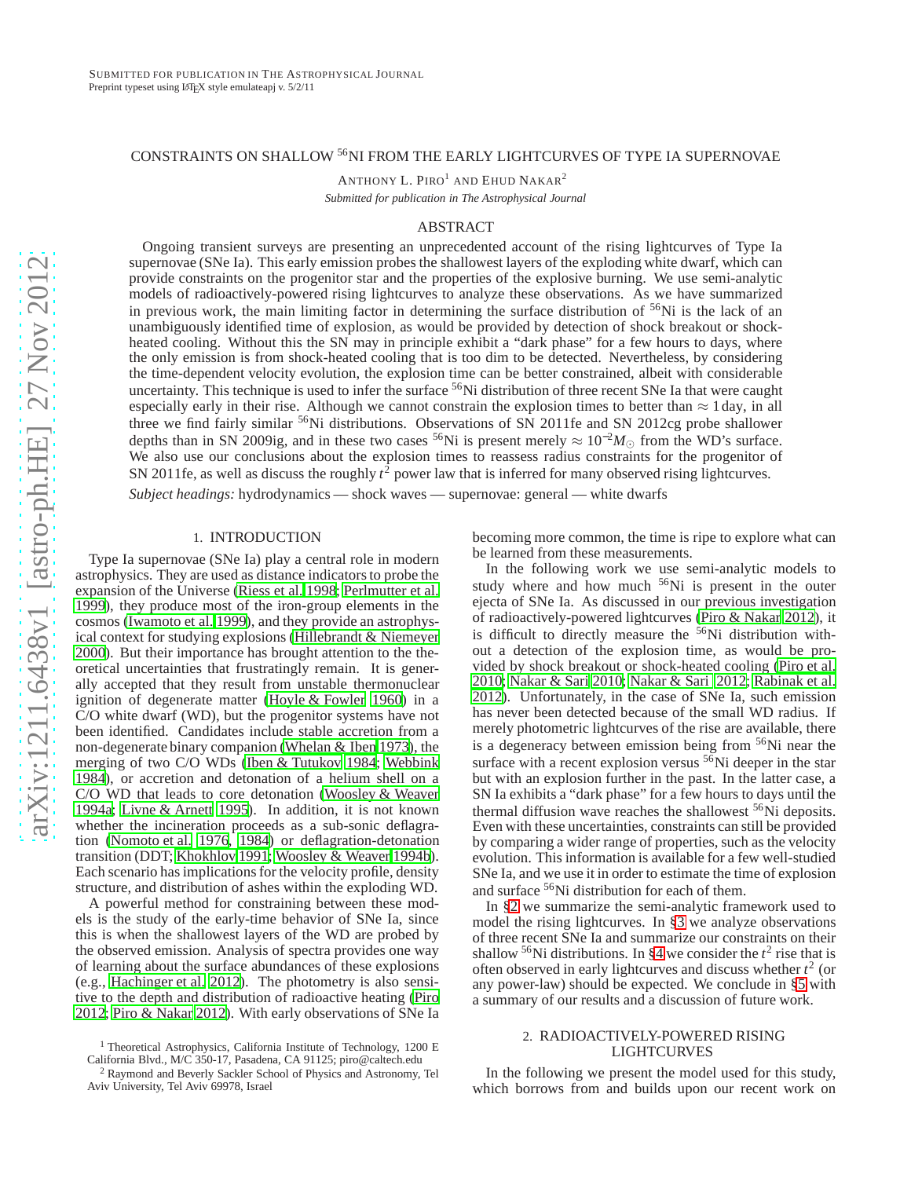SUBMITTED FOR PUBLICATION IN THE ASTROPHYSICAL JOURNAL
Preprint typeset using LaTeX style emulateapj v. 5/2/11

# CONSTRAINTS ON SHALLOW $^{56}$NI FROM THE EARLY LIGHTCURVES OF TYPE IA SUPERNOVAE

ANTHONY L. PIRO[1] AND EHUD NAKAR[2]

*Submitted for publication in The Astrophysical Journal*

## ABSTRACT

Ongoing transient surveys are presenting an unprecedented account of the rising lightcurves of Type Ia supernovae (SNe Ia). This early emission probes the shallowest layers of the exploding white dwarf, which can provide constraints on the progenitor star and the properties of the explosive burning. We use semi-analytic models of radioactively-powered rising lightcurves to analyze these observations. As we have summarized in previous work, the main limiting factor in determining the surface distribution of $^{56}$Ni is the lack of an unambiguously identified time of explosion, as would be provided by detection of shock breakout or shock-heated cooling. Without this the SN may in principle exhibit a "dark phase" for a few hours to days, where the only emission is from shock-heated cooling that is too dim to be detected. Nevertheless, by considering the time-dependent velocity evolution, the explosion time can be better constrained, albeit with considerable uncertainty. This technique is used to infer the surface $^{56}$Ni distribution of three recent SNe Ia that were caught especially early in their rise. Although we cannot constrain the explosion times to better than $\approx 1$ day, in all three we find fairly similar $^{56}$Ni distributions. Observations of SN 2011fe and SN 2012cg probe shallower depths than in SN 2009ig, and in these two cases $^{56}$Ni is present merely $\approx 10^{-2} M_\odot$ from the WD's surface. We also use our conclusions about the explosion times to reassess radius constraints for the progenitor of SN 2011fe, as well as discuss the roughly $t^2$ power law that is inferred for many observed rising lightcurves.

*Subject headings:* hydrodynamics — shock waves — supernovae: general — white dwarfs

## 1. INTRODUCTION

Type Ia supernovae (SNe Ia) play a central role in modern astrophysics. They are used as distance indicators to probe the expansion of the Universe (Riess et al. 1998; Perlmutter et al. 1999), they produce most of the iron-group elements in the cosmos (Iwamoto et al. 1999), and they provide an astrophysical context for studying explosions (Hillebrandt & Niemeyer 2000). But their importance has brought attention to the theoretical uncertainties that frustratingly remain. It is generally accepted that they result from unstable thermonuclear ignition of degenerate matter (Hoyle & Fowler 1960) in a C/O white dwarf (WD), but the progenitor systems have not been identified. Candidates include stable accretion from a non-degenerate binary companion (Whelan & Iben 1973), the merging of two C/O WDs (Iben & Tutukov 1984; Webbink 1984), or accretion and detonation of a helium shell on a C/O WD that leads to core detonation (Woosley & Weaver 1994a; Livne & Arnett 1995). In addition, it is not known whether the incineration proceeds as a sub-sonic deflagration (Nomoto et al. 1976, 1984) or deflagration-detonation transition (DDT; Khokhlov 1991; Woosley & Weaver 1994b). Each scenario has implications for the velocity profile, density structure, and distribution of ashes within the exploding WD.

A powerful method for constraining between these models is the study of the early-time behavior of SNe Ia, since this is when the shallowest layers of the WD are probed by the observed emission. Analysis of spectra provides one way of learning about the surface abundances of these explosions (e.g., Hachinger et al. 2012). The photometry is also sensitive to the depth and distribution of radioactive heating (Piro 2012; Piro & Nakar 2012). With early observations of SNe Ia becoming more common, the time is ripe to explore what can be learned from these measurements.

In the following work we use semi-analytic models to study where and how much $^{56}$Ni is present in the outer ejecta of SNe Ia. As discussed in our previous investigation of radioactively-powered lightcurves (Piro & Nakar 2012), it is difficult to directly measure the $^{56}$Ni distribution without a detection of the explosion time, as would be provided by shock breakout or shock-heated cooling (Piro et al. 2010; Nakar & Sari 2010; Nakar & Sari 2012; Rabinak et al. 2012). Unfortunately, in the case of SNe Ia, such emission has never been detected because of the small WD radius. If merely photometric lightcurves of the rise are available, there is a degeneracy between emission being from $^{56}$Ni near the surface with a recent explosion versus $^{56}$Ni deeper in the star but with an explosion further in the past. In the latter case, a SN Ia exhibits a "dark phase" for a few hours to days until the thermal diffusion wave reaches the shallowest $^{56}$Ni deposits. Even with these uncertainties, constraints can still be provided by comparing a wider range of properties, such as the velocity evolution. This information is available for a few well-studied SNe Ia, and we use it in order to estimate the time of explosion and surface $^{56}$Ni distribution for each of them.

In §2 we summarize the semi-analytic framework used to model the rising lightcurves. In §3 we analyze observations of three recent SNe Ia and summarize our constraints on their shallow $^{56}$Ni distributions. In §4 we consider the $t^2$ rise that is often observed in early lightcurves and discuss whether $t^2$ (or any power-law) should be expected. We conclude in §5 with a summary of our results and a discussion of future work.

## 2. RADIOACTIVELY-POWERED RISING LIGHTCURVES

In the following we present the model used for this study, which borrows from and builds upon our recent work on

[1] Theoretical Astrophysics, California Institute of Technology, 1200 E California Blvd., M/C 350-17, Pasadena, CA 91125; piro@caltech.edu

[2] Raymond and Beverly Sackler School of Physics and Astronomy, Tel Aviv University, Tel Aviv 69978, Israel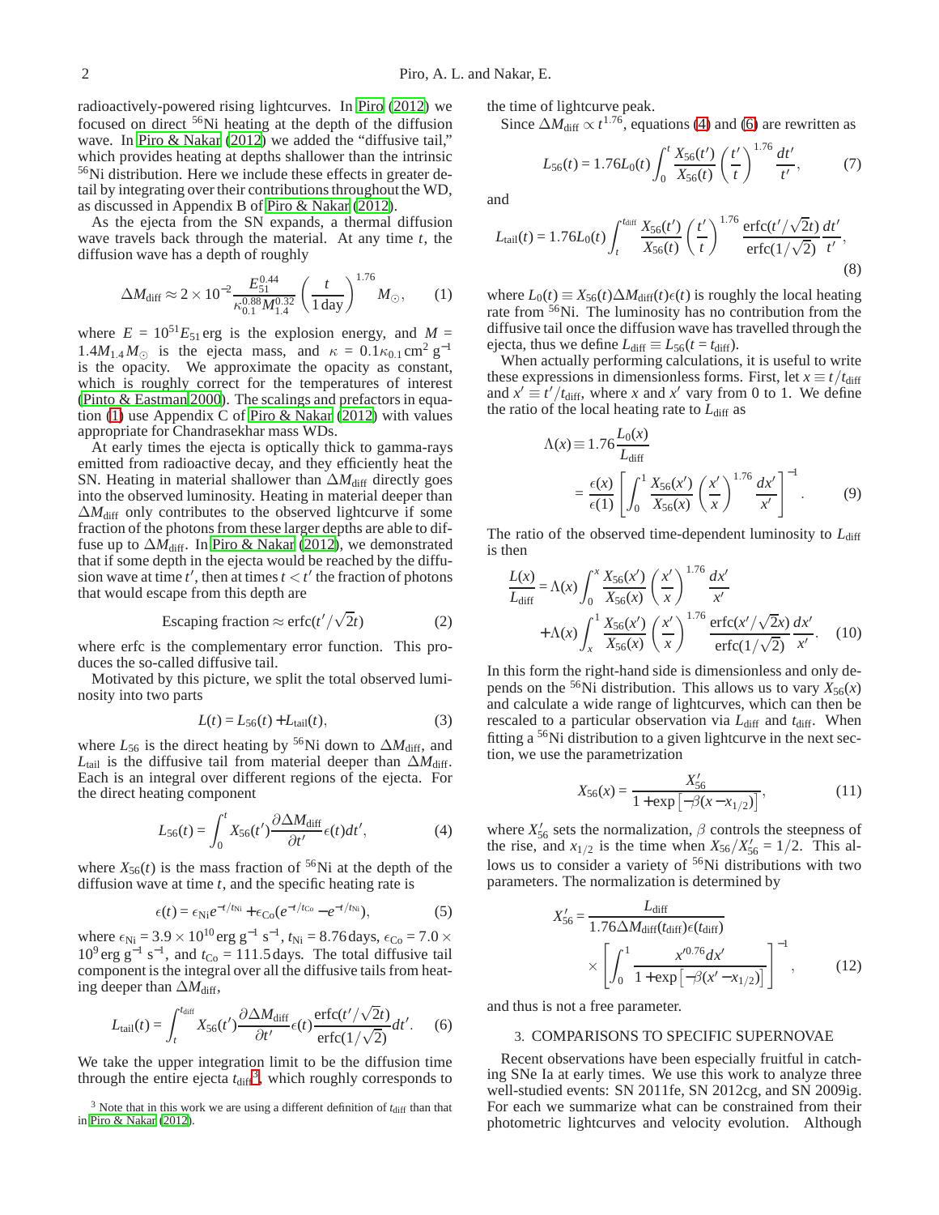radioactively-powered rising lightcurves. In Piro (2012) we focused on direct $^{56}$Ni heating at the depth of the diffusion wave. In Piro & Nakar (2012) we added the "diffusive tail," which provides heating at depths shallower than the intrinsic $^{56}$Ni distribution. Here we include these effects in greater detail by integrating over their contributions throughout the WD, as discussed in Appendix B of Piro & Nakar (2012).

As the ejecta from the SN expands, a thermal diffusion wave travels back through the material. At any time $t$, the diffusion wave has a depth of roughly

$$\Delta M_{\rm diff} \approx 2\times10^{-2}\frac{E_{51}^{0.44}}{\kappa_{0.1}^{0.88}M_{1.4}^{0.32}}\left(\frac{t}{1\,{\rm day}}\right)^{1.76}M_\odot, \qquad (1)$$

where $E = 10^{51}E_{51}\,{\rm erg}$ is the explosion energy, and $M = 1.4M_{1.4}M_\odot$ is the ejecta mass, and $\kappa = 0.1\kappa_{0.1}\,{\rm cm^2\,g^{-1}}$ is the opacity. We approximate the opacity as constant, which is roughly correct for the temperatures of interest (Pinto & Eastman 2000). The scalings and prefactors in equation (1) use Appendix C of Piro & Nakar (2012) with values appropriate for Chandrasekhar mass WDs.

At early times the ejecta is optically thick to gamma-rays emitted from radioactive decay, and they efficiently heat the SN. Heating in material shallower than $\Delta M_{\rm diff}$ directly goes into the observed luminosity. Heating in material deeper than $\Delta M_{\rm diff}$ only contributes to the observed lightcurve if some fraction of the photons from these larger depths are able to diffuse up to $\Delta M_{\rm diff}$. In Piro & Nakar (2012), we demonstrated that if some depth in the ejecta would be reached by the diffusion wave at time $t'$, then at times $t < t'$ the fraction of photons that would escape from this depth are

$$\text{Escaping fraction} \approx {\rm erfc}(t'/\sqrt{2}t) \qquad (2)$$

where erfc is the complementary error function. This produces the so-called diffusive tail.

Motivated by this picture, we split the total observed luminosity into two parts

$$L(t) = L_{56}(t) + L_{\rm tail}(t), \qquad (3)$$

where $L_{56}$ is the direct heating by $^{56}$Ni down to $\Delta M_{\rm diff}$, and $L_{\rm tail}$ is the diffusive tail from material deeper than $\Delta M_{\rm diff}$. Each is an integral over different regions of the ejecta. For the direct heating component

$$L_{56}(t) = \int_0^t X_{56}(t')\frac{\partial\Delta M_{\rm diff}}{\partial t'}\epsilon(t)dt', \qquad (4)$$

where $X_{56}(t)$ is the mass fraction of $^{56}$Ni at the depth of the diffusion wave at time $t$, and the specific heating rate is

$$\epsilon(t) = \epsilon_{\rm Ni}e^{-t/t_{\rm Ni}} + \epsilon_{\rm Co}(e^{-t/t_{\rm Co}} - e^{-t/t_{\rm Ni}}), \qquad (5)$$

where $\epsilon_{\rm Ni} = 3.9\times10^{10}\,{\rm erg\,g^{-1}\,s^{-1}}$, $t_{\rm Ni} = 8.76\,{\rm days}$, $\epsilon_{\rm Co} = 7.0\times10^{9}\,{\rm erg\,g^{-1}\,s^{-1}}$, and $t_{\rm Co} = 111.5\,{\rm days}$. The total diffusive tail component is the integral over all the diffusive tails from heating deeper than $\Delta M_{\rm diff}$,

$$L_{\rm tail}(t) = \int_t^{t_{\rm diff}} X_{56}(t')\frac{\partial\Delta M_{\rm diff}}{\partial t'}\epsilon(t)\frac{{\rm erfc}(t'/\sqrt{2}t)}{{\rm erfc}(1/\sqrt{2})}dt'. \qquad (6)$$

We take the upper integration limit to be the diffusion time through the entire ejecta $t_{\rm diff}$[3], which roughly corresponds to the time of lightcurve peak.

Since $\Delta M_{\rm diff} \propto t^{1.76}$, equations (4) and (6) are rewritten as

$$L_{56}(t) = 1.76L_0(t)\int_0^t\frac{X_{56}(t')}{X_{56}(t)}\left(\frac{t'}{t}\right)^{1.76}\frac{dt'}{t'}, \qquad (7)$$

and

$$L_{\rm tail}(t) = 1.76L_0(t)\int_t^{t_{\rm diff}}\frac{X_{56}(t')}{X_{56}(t)}\left(\frac{t'}{t}\right)^{1.76}\frac{{\rm erfc}(t'/\sqrt{2}t)}{{\rm erfc}(1/\sqrt{2})}\frac{dt'}{t'}, \qquad (8)$$

where $L_0(t) \equiv X_{56}(t)\Delta M_{\rm diff}(t)\epsilon(t)$ is roughly the local heating rate from $^{56}$Ni. The luminosity has no contribution from the diffusive tail once the diffusion wave has travelled through the ejecta, thus we define $L_{\rm diff} \equiv L_{56}(t = t_{\rm diff})$.

When actually performing calculations, it is useful to write these expressions in dimensionless forms. First, let $x \equiv t/t_{\rm diff}$ and $x' \equiv t'/t_{\rm diff}$, where $x$ and $x'$ vary from 0 to 1. We define the ratio of the local heating rate to $L_{\rm diff}$ as

$$\Lambda(x) \equiv 1.76\frac{L_0(x)}{L_{\rm diff}} = \frac{\epsilon(x)}{\epsilon(1)}\left[\int_0^1\frac{X_{56}(x')}{X_{56}(x)}\left(\frac{x'}{x}\right)^{1.76}\frac{dx'}{x'}\right]^{-1}. \qquad (9)$$

The ratio of the observed time-dependent luminosity to $L_{\rm diff}$ is then

$$\frac{L(x)}{L_{\rm diff}} = \Lambda(x)\int_0^x\frac{X_{56}(x')}{X_{56}(x)}\left(\frac{x'}{x}\right)^{1.76}\frac{dx'}{x'} + \Lambda(x)\int_x^1\frac{X_{56}(x')}{X_{56}(x)}\left(\frac{x'}{x}\right)^{1.76}\frac{{\rm erfc}(x'/\sqrt{2}x)}{{\rm erfc}(1/\sqrt{2})}\frac{dx'}{x'}. \qquad (10)$$

In this form the right-hand side is dimensionless and only depends on the $^{56}$Ni distribution. This allows us to vary $X_{56}(x)$ and calculate a wide range of lightcurves, which can then be rescaled to a particular observation via $L_{\rm diff}$ and $t_{\rm diff}$. When fitting a $^{56}$Ni distribution to a given lightcurve in the next section, we use the parametrization

$$X_{56}(x) = \frac{X'_{56}}{1+\exp\left[-\beta(x - x_{1/2})\right]}, \qquad (11)$$

where $X'_{56}$ sets the normalization, $\beta$ controls the steepness of the rise, and $x_{1/2}$ is the time when $X_{56}/X'_{56} = 1/2$. This allows us to consider a variety of $^{56}$Ni distributions with two parameters. The normalization is determined by

$$X'_{56} = \frac{L_{\rm diff}}{1.76\Delta M_{\rm diff}(t_{\rm diff})\epsilon(t_{\rm diff})} \times \left[\int_0^1\frac{x'^{0.76}dx'}{1+\exp\left[-\beta(x'-x_{1/2})\right]}\right]^{-1}, \qquad (12)$$

and thus is not a free parameter.

## 3. COMPARISONS TO SPECIFIC SUPERNOVAE

Recent observations have been especially fruitful in catching SNe Ia at early times. We use this work to analyze three well-studied events: SN 2011fe, SN 2012cg, and SN 2009ig. For each we summarize what can be constrained from their photometric lightcurves and velocity evolution. Although

[3] Note that in this work we are using a different definition of $t_{\rm diff}$ than that in Piro & Nakar (2012).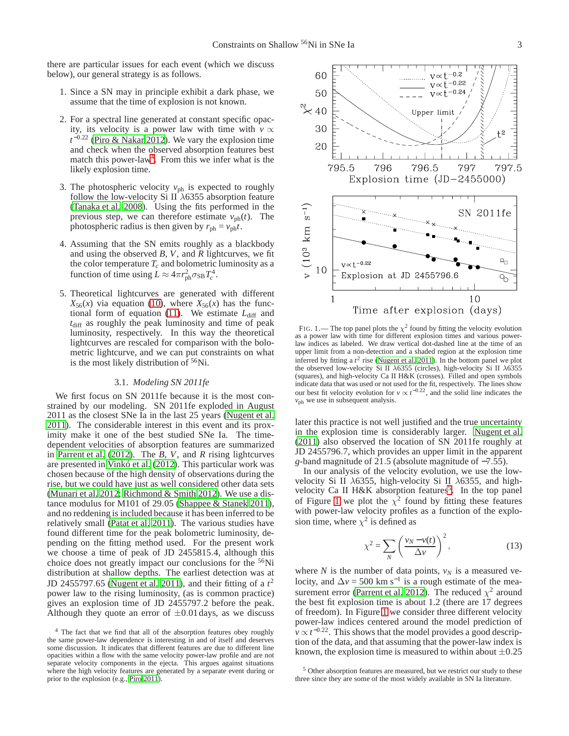there are particular issues for each event (which we discuss below), our general strategy is as follows.

1. Since a SN may in principle exhibit a dark phase, we assume that the time of explosion is not known.

2. For a spectral line generated at constant specific opacity, its velocity is a power law with time with $v \propto t^{-0.22}$ (Piro & Nakar 2012). We vary the explosion time and check when the observed absorption features best match this power-law[4]. From this we infer what is the likely explosion time.

3. The photospheric velocity $v_{\rm ph}$ is expected to roughly follow the low-velocity Si II λ6355 absorption feature (Tanaka et al. 2008). Using the fits performed in the previous step, we can therefore estimate $v_{\rm ph}(t)$. The photospheric radius is then given by $r_{\rm ph} = v_{\rm ph}t$.

4. Assuming that the SN emits roughly as a blackbody and using the observed $B$, $V$, and $R$ lightcurves, we fit the color temperature $T_c$ and bolometric luminosity as a function of time using $L \approx 4\pi r_{\rm ph}^2 \sigma_{\rm SB} T_c^4$.

5. Theoretical lightcurves are generated with different $X_{56}(x)$ via equation (10), where $X_{56}(x)$ has the functional form of equation (11). We estimate $L_{\rm diff}$ and $t_{\rm diff}$ as roughly the peak luminosity and time of peak luminosity, respectively. In this way the theoretical lightcurves are rescaled for comparison with the bolometric lightcurve, and we can put constraints on what is the most likely distribution of $^{56}$Ni.

### 3.1. *Modeling SN 2011fe*

We first focus on SN 2011fe because it is the most constrained by our modeling. SN 2011fe exploded in August 2011 as the closest SNe Ia in the last 25 years (Nugent et al. 2011). The considerable interest in this event and its proximity make it one of the best studied SNe Ia. The time-dependent velocities of absorption features are summarized in Parrent et al. (2012). The $B$, $V$, and $R$ rising lightcurves are presented in Vinkó et al. (2012). This particular work was chosen because of the high density of observations during the rise, but we could have just as well considered other data sets (Munari et al. 2012; Richmond & Smith 2012). We use a distance modulus for M101 of 29.05 (Shappee & Stanek 2011), and no reddening is included because it has been inferred to be relatively small (Patat et al. 2011). The various studies have found different time for the peak bolometric luminosity, depending on the fitting method used. For the present work we choose a time of peak of JD 2455815.4, although this choice does not greatly impact our conclusions for the $^{56}$Ni distribution at shallow depths. The earliest detection was at JD 2455797.65 (Nugent et al. 2011), and their fitting of a $t^2$ power law to the rising luminosity, (as is common practice) gives an explosion time of JD 2455797.2 before the peak. Although they quote an error of ±0.01 days, as we discuss later this practice is not well justified and the true uncertainty in the explosion time is considerably larger. Nugent et al. (2011) also observed the location of SN 2011fe roughly at JD 2455796.7, which provides an upper limit in the apparent $g$-band magnitude of 21.5 (absolute magnitude of −7.55).

FIG. 1.— The top panel plots the $\chi^2$ found by fitting the velocity evolution as a power law with time for different explosion times and various power-law indices as labeled. We draw vertical dot-dashed line at the time of an upper limit from a non-detection and a shaded region at the explosion time inferred by fitting a $t^2$ rise (Nugent et al. 2011). In the bottom panel we plot the observed low-velocity Si II λ6355 (circles), high-velocity Si II λ6355 (squares), and high-velocity Ca II H&K (crosses). Filled and open symbols indicate data that was used or not used for the fit, respectively. The lines show our best fit velocity evolution for $v \propto t^{-0.22}$, and the solid line indicates the $v_{\rm ph}$ we use in subsequent analysis.

In our analysis of the velocity evolution, we use the low-velocity Si II λ6355, high-velocity Si II λ6355, and high-velocity Ca II H&K absorption features[5]. In the top panel of Figure 1 we plot the $\chi^2$ found by fitting these features with power-law velocity profiles as a function of the explosion time, where $\chi^2$ is defined as

$$\chi^2 = \sum_N \left( \frac{v_N - v(t)}{\Delta v} \right)^2, \tag{13}$$

where $N$ is the number of data points, $v_N$ is a measured velocity, and $\Delta v = 500$ km s$^{-1}$ is a rough estimate of the measurement error (Parrent et al. 2012). The reduced $\chi^2$ around the best fit explosion time is about 1.2 (there are 17 degrees of freedom). In Figure 1 we consider three different velocity power-law indices centered around the model prediction of $v \propto t^{-0.22}$. This shows that the model provides a good description of the data, and that assuming that the power-law index is known, the explosion time is measured to within about ±0.25

[4] The fact that we find that all of the absorption features obey roughly the same power-law dependence is interesting in and of itself and deserves some discussion. It indicates that different features are due to different line opacities within a flow with the same velocity power-law profile and are not separate velocity components in the ejecta. This argues against situations where the high velocity features are generated by a separate event during or prior to the explosion (e.g., Piro 2011).

[5] Other absorption features are measured, but we restrict our study to these three since they are some of the most widely available in SN Ia literature.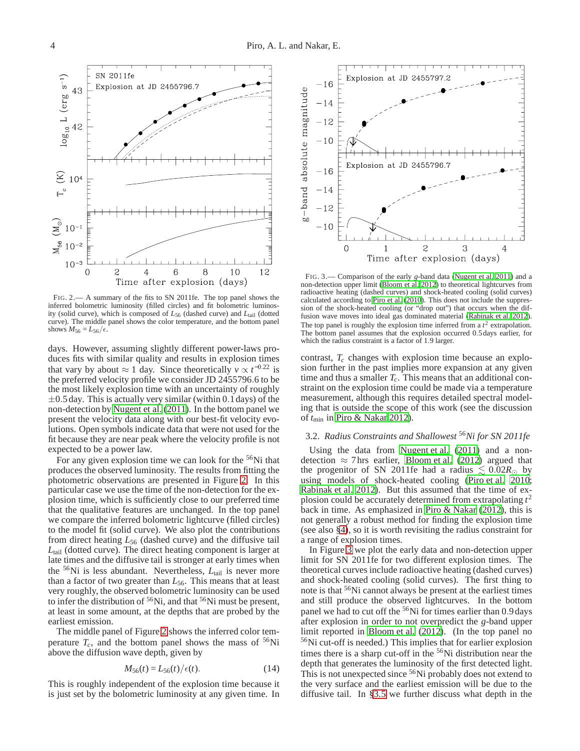FIG. 2.— A summary of the fits to SN 2011fe. The top panel shows the inferred bolometric luminosity (filled circles) and fit bolometric luminosity (solid curve), which is composed of $L_{56}$ (dashed curve) and $L_{\rm tail}$ (dotted curve). The middle panel shows the color temperature, and the bottom panel shows $M_{56} = L_{56}/\epsilon$.

days. However, assuming slightly different power-laws produces fits with similar quality and results in explosion times that vary by about $\approx 1$ day. Since theoretically $v \propto t^{-0.22}$ is the preferred velocity profile we consider JD 2455796.6 to be the most likely explosion time with an uncertainty of roughly $\pm 0.5$ day. This is actually very similar (within 0.1 days) of the non-detection by Nugent et al. (2011). In the bottom panel we present the velocity data along with our best-fit velocity evolutions. Open symbols indicate data that were not used for the fit because they are near peak where the velocity profile is not expected to be a power law.

For any given explosion time we can look for the $^{56}$Ni that produces the observed luminosity. The results from fitting the photometric observations are presented in Figure 2. In this particular case we use the time of the non-detection for the explosion time, which is sufficiently close to our preferred time that the qualitative features are unchanged. In the top panel we compare the inferred bolometric lightcurve (filled circles) to the model fit (solid curve). We also plot the contributions from direct heating $L_{56}$ (dashed curve) and the diffusive tail $L_{\rm tail}$ (dotted curve). The direct heating component is larger at late times and the diffusive tail is stronger at early times when the $^{56}$Ni is less abundant. Nevertheless, $L_{\rm tail}$ is never more than a factor of two greater than $L_{56}$. This means that at least very roughly, the observed bolometric luminosity can be used to infer the distribution of $^{56}$Ni, and that $^{56}$Ni must be present, at least in some amount, at the depths that are probed by the earliest emission.

The middle panel of Figure 2 shows the inferred color temperature $T_c$, and the bottom panel shows the mass of $^{56}$Ni above the diffusion wave depth, given by

$$M_{56}(t) = L_{56}(t)/\epsilon(t). \tag{14}$$

This is roughly independent of the explosion time because it is just set by the bolometric luminosity at any given time. In contrast, $T_c$ changes with explosion time because an explosion further in the past implies more expansion at any given time and thus a smaller $T_c$. This means that an additional constraint on the explosion time could be made via a temperature measurement, although this requires detailed spectral modeling that is outside the scope of this work (see the discussion of $t_{\rm min}$ in Piro & Nakar 2012).

FIG. 3.— Comparison of the early $g$-band data (Nugent et al. 2011) and a non-detection upper limit (Bloom et al. 2012) to theoretical lightcurves from radioactive heating (dashed curves) and shock-heated cooling (solid curves) calculated according to Piro et al. (2010). This does not include the suppression of the shock-heated cooling (or "drop out") that occurs when the diffusion wave moves into ideal gas dominated material (Rabinak et al. 2012). The top panel is roughly the explosion time inferred from a $t^2$ extrapolation. The bottom panel assumes that the explosion occurred 0.5 days earlier, for which the radius constraint is a factor of 1.9 larger.

### 3.2. *Radius Constraints and Shallowest $^{56}$Ni for SN 2011fe*

Using the data from Nugent et al. (2011) and a non-detection $\approx$ 7 hrs earlier, Bloom et al. (2012) argued that the progenitor of SN 2011fe had a radius $\lesssim 0.02 R_\odot$ by using models of shock-heated cooling (Piro et al. 2010; Rabinak et al. 2012). But this assumed that the time of explosion could be accurately determined from extrapolating $t^2$ back in time. As emphasized in Piro & Nakar (2012), this is not generally a robust method for finding the explosion time (see also §4), so it is worth revisiting the radius constraint for a range of explosion times.

In Figure 3 we plot the early data and non-detection upper limit for SN 2011fe for two different explosion times. The theoretical curves include radioactive heating (dashed curves) and shock-heated cooling (solid curves). The first thing to note is that $^{56}$Ni cannot always be present at the earliest times and still produce the observed lightcurves. In the bottom panel we had to cut off the $^{56}$Ni for times earlier than 0.9 days after explosion in order to not overpredict the $g$-band upper limit reported in Bloom et al. (2012). (In the top panel no $^{56}$Ni cut-off is needed.) This implies that for earlier explosion times there is a sharp cut-off in the $^{56}$Ni distribution near the depth that generates the luminosity of the first detected light. This is not unexpected since $^{56}$Ni probably does not extend to the very surface and the earliest emission will be due to the diffusive tail. In §3.5 we further discuss what depth in the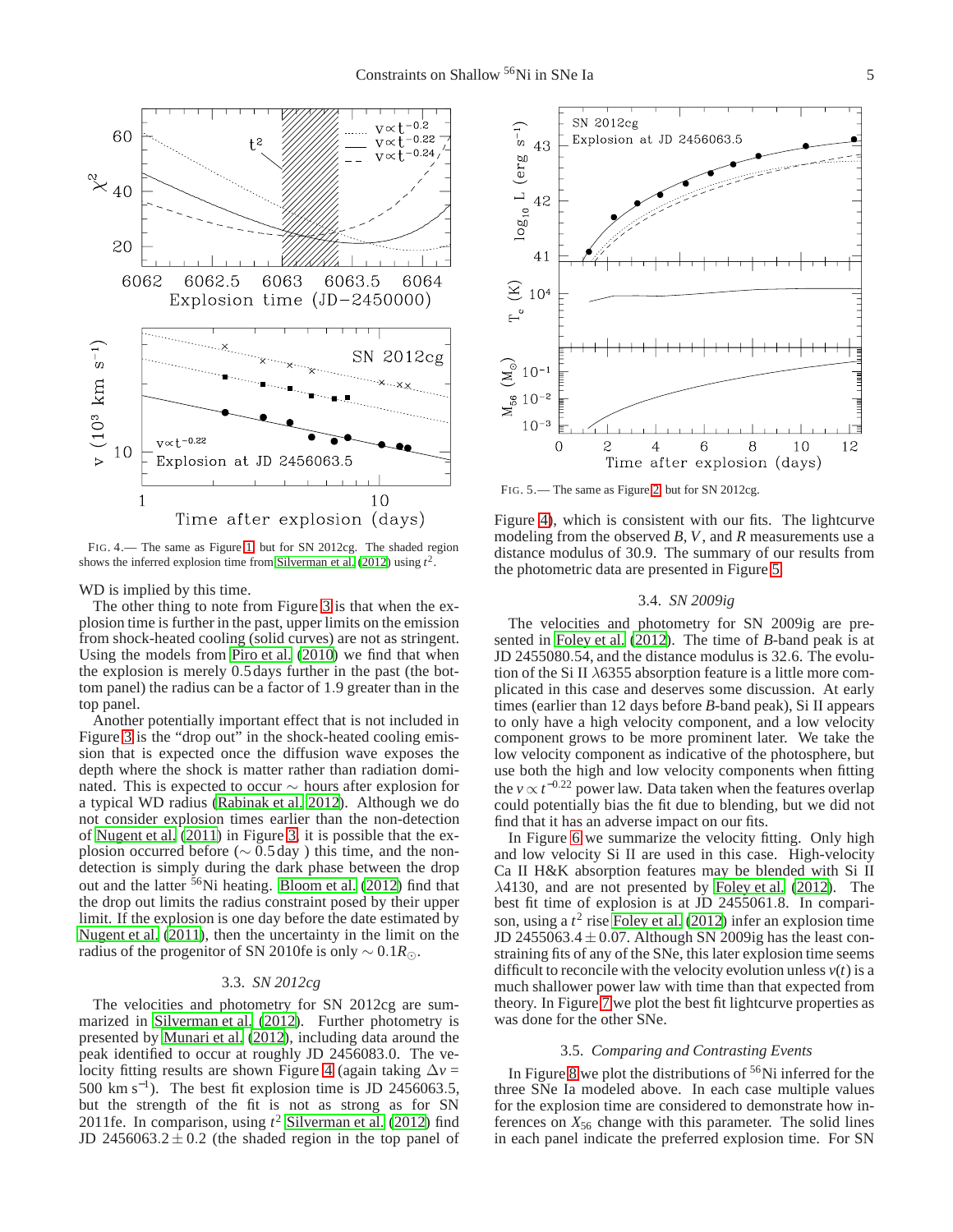FIG. 4.— The same as Figure 1, but for SN 2012cg. The shaded region shows the inferred explosion time from Silverman et al. (2012) using $t^2$.

FIG. 5.— The same as Figure 2, but for SN 2012cg.

WD is implied by this time.

The other thing to note from Figure 3 is that when the explosion time is further in the past, upper limits on the emission from shock-heated cooling (solid curves) are not as stringent. Using the models from Piro et al. (2010) we find that when the explosion is merely 0.5 days further in the past (the bottom panel) the radius can be a factor of 1.9 greater than in the top panel.

Another potentially important effect that is not included in Figure 3 is the "drop out" in the shock-heated cooling emission that is expected once the diffusion wave exposes the depth where the shock is matter rather than radiation dominated. This is expected to occur $\sim$ hours after explosion for a typical WD radius (Rabinak et al. 2012). Although we do not consider explosion times earlier than the non-detection of Nugent et al. (2011) in Figure 3, it is possible that the explosion occurred before ($\sim 0.5$ day ) this time, and the non-detection is simply during the dark phase between the drop out and the latter $^{56}$Ni heating. Bloom et al. (2012) find that the drop out limits the radius constraint posed by their upper limit. If the explosion is one day before the date estimated by Nugent et al. (2011), then the uncertainty in the limit on the radius of the progenitor of SN 2010fe is only $\sim 0.1 R_{\odot}$.

### 3.3. *SN 2012cg*

The velocities and photometry for SN 2012cg are summarized in Silverman et al. (2012). Further photometry is presented by Munari et al. (2012), including data around the peak identified to occur at roughly JD 2456083.0. The velocity fitting results are shown Figure 4 (again taking $\Delta v = 500\ \mathrm{km\ s^{-1}}$). The best fit explosion time is JD 2456063.5, but the strength of the fit is not as strong as for SN 2011fe. In comparison, using $t^2$ Silverman et al. (2012) find JD $2456063.2 \pm 0.2$ (the shaded region in the top panel of Figure 4), which is consistent with our fits. The lightcurve modeling from the observed $B$, $V$, and $R$ measurements use a distance modulus of 30.9. The summary of our results from the photometric data are presented in Figure 5.

### 3.4. *SN 2009ig*

The velocities and photometry for SN 2009ig are presented in Foley et al. (2012). The time of $B$-band peak is at JD 2455080.54, and the distance modulus is 32.6. The evolution of the Si II $\lambda$6355 absorption feature is a little more complicated in this case and deserves some discussion. At early times (earlier than 12 days before $B$-band peak), Si II appears to only have a high velocity component, and a low velocity component grows to be more prominent later. We take the low velocity component as indicative of the photosphere, but use both the high and low velocity components when fitting the $v \propto t^{-0.22}$ power law. Data taken when the features overlap could potentially bias the fit due to blending, but we did not find that it has an adverse impact on our fits.

In Figure 6 we summarize the velocity fitting. Only high and low velocity Si II are used in this case. High-velocity Ca II H&K absorption features may be blended with Si II $\lambda$4130, and are not presented by Foley et al. (2012). The best fit time of explosion is at JD 2455061.8. In comparison, using a $t^2$ rise Foley et al. (2012) infer an explosion time JD $2455063.4 \pm 0.07$. Although SN 2009ig has the least constraining fits of any of the SNe, this later explosion time seems difficult to reconcile with the velocity evolution unless $v(t)$ is a much shallower power law with time than that expected from theory. In Figure 7 we plot the best fit lightcurve properties as was done for the other SNe.

### 3.5. *Comparing and Contrasting Events*

In Figure 8 we plot the distributions of $^{56}$Ni inferred for the three SNe Ia modeled above. In each case multiple values for the explosion time are considered to demonstrate how inferences on $X_{56}$ change with this parameter. The solid lines in each panel indicate the preferred explosion time. For SN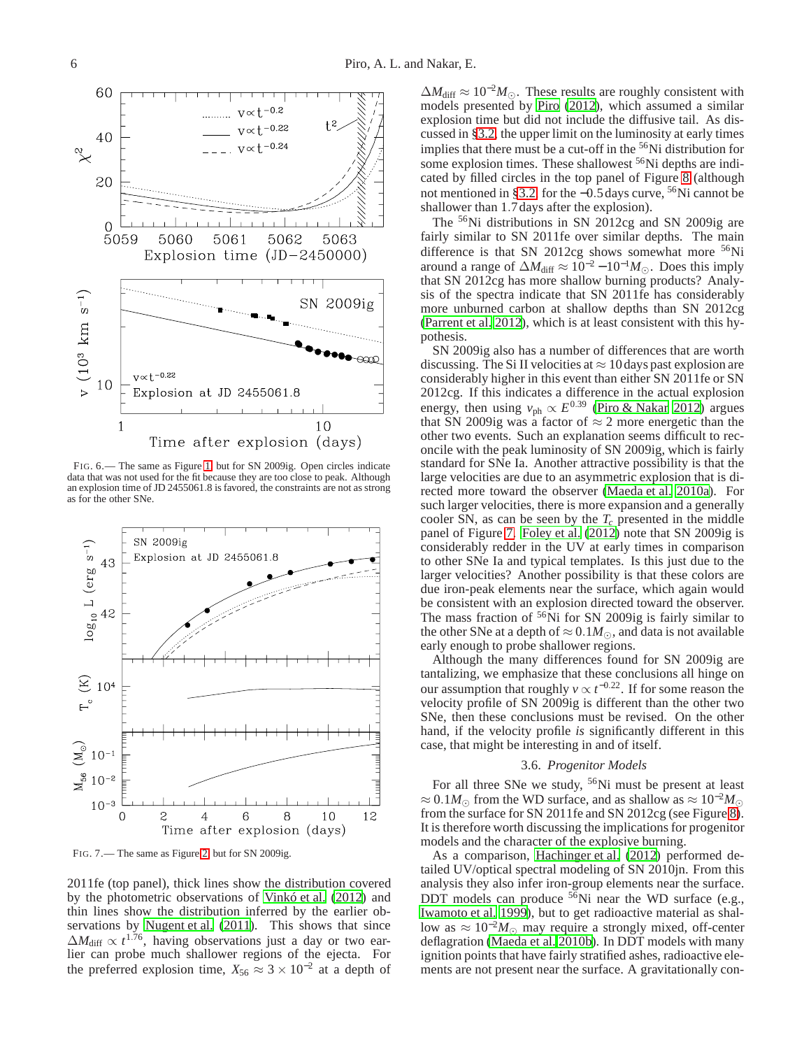FIG. 6.— The same as Figure 1, but for SN 2009ig. Open circles indicate data that was not used for the fit because they are too close to peak. Although an explosion time of JD 2455061.8 is favored, the constraints are not as strong as for the other SNe.

FIG. 7.— The same as Figure 2, but for SN 2009ig.

2011fe (top panel), thick lines show the distribution covered by the photometric observations of Vinkó et al. (2012) and thin lines show the distribution inferred by the earlier observations by Nugent et al. (2011). This shows that since $\Delta M_{\rm diff} \propto t^{1.76}$, having observations just a day or two earlier can probe much shallower regions of the ejecta. For the preferred explosion time, $X_{56} \approx 3\times10^{-2}$ at a depth of $\Delta M_{\rm diff} \approx 10^{-2} M_\odot$. These results are roughly consistent with models presented by Piro (2012), which assumed a similar explosion time but did not include the diffusive tail. As discussed in §3.2, the upper limit on the luminosity at early times implies that there must be a cut-off in the $^{56}$Ni distribution for some explosion times. These shallowest $^{56}$Ni depths are indicated by filled circles in the top panel of Figure 8 (although not mentioned in §3.2, for the $-0.5$ days curve, $^{56}$Ni cannot be shallower than 1.7 days after the explosion).

The $^{56}$Ni distributions in SN 2012cg and SN 2009ig are fairly similar to SN 2011fe over similar depths. The main difference is that SN 2012cg shows somewhat more $^{56}$Ni around a range of $\Delta M_{\rm diff} \approx 10^{-2} - 10^{-1} M_\odot$. Does this imply that SN 2012cg has more shallow burning products? Analysis of the spectra indicate that SN 2011fe has considerably more unburned carbon at shallow depths than SN 2012cg (Parrent et al. 2012), which is at least consistent with this hypothesis.

SN 2009ig also has a number of differences that are worth discussing. The Si II velocities at $\approx 10$ days past explosion are considerably higher in this event than either SN 2011fe or SN 2012cg. If this indicates a difference in the actual explosion energy, then using $v_{\rm ph} \propto E^{0.39}$ (Piro & Nakar 2012) argues that SN 2009ig was a factor of $\approx 2$ more energetic than the other two events. Such an explanation seems difficult to reconcile with the peak luminosity of SN 2009ig, which is fairly standard for SNe Ia. Another attractive possibility is that the large velocities are due to an asymmetric explosion that is directed more toward the observer (Maeda et al. 2010a). For such larger velocities, there is more expansion and a generally cooler SN, as can be seen by the $T_c$ presented in the middle panel of Figure 7. Foley et al. (2012) note that SN 2009ig is considerably redder in the UV at early times in comparison to other SNe Ia and typical templates. Is this just due to the larger velocities? Another possibility is that these colors are due iron-peak elements near the surface, which again would be consistent with an explosion directed toward the observer. The mass fraction of $^{56}$Ni for SN 2009ig is fairly similar to the other SNe at a depth of $\approx 0.1 M_\odot$, and data is not available early enough to probe shallower regions.

Although the many differences found for SN 2009ig are tantalizing, we emphasize that these conclusions all hinge on our assumption that roughly $v \propto t^{-0.22}$. If for some reason the velocity profile of SN 2009ig is different than the other two SNe, then these conclusions must be revised. On the other hand, if the velocity profile *is* significantly different in this case, that might be interesting in and of itself.

### 3.6. *Progenitor Models*

For all three SNe we study, $^{56}$Ni must be present at least $\approx 0.1 M_\odot$ from the WD surface, and as shallow as $\approx 10^{-2} M_\odot$ from the surface for SN 2011fe and SN 2012cg (see Figure 8). It is therefore worth discussing the implications for progenitor models and the character of the explosive burning.

As a comparison, Hachinger et al. (2012) performed detailed UV/optical spectral modeling of SN 2010jn. From this analysis they also infer iron-group elements near the surface. DDT models can produce $^{56}$Ni near the WD surface (e.g., Iwamoto et al. 1999), but to get radioactive material as shallow as $\approx 10^{-2} M_\odot$ may require a strongly mixed, off-center deflagration (Maeda et al. 2010b). In DDT models with many ignition points that have fairly stratified ashes, radioactive elements are not present near the surface. A gravitationally con-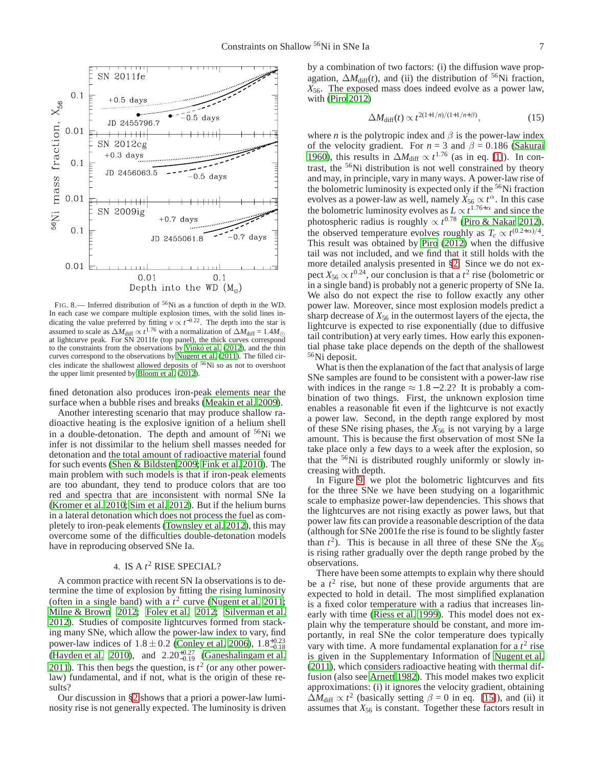FIG. 8.— Inferred distribution of $^{56}$Ni as a function of depth in the WD. In each case we compare multiple explosion times, with the solid lines indicating the value preferred by fitting $v \propto t^{-0.22}$. The depth into the star is assumed to scale as $\Delta M_{\rm diff} \propto t^{1.76}$ with a normalization of $\Delta M_{\rm diff} = 1.4 M_\odot$ at lightcurve peak. For SN 2011fe (top panel), the thick curves correspond to the constraints from the observations by Vinkó et al. (2012), and the thin curves correspond to the observations by Nugent et al. (2011). The filled circles indicate the shallowest allowed deposits of $^{56}$Ni so as not to overshoot the upper limit presented by Bloom et al. (2012).

fined detonation also produces iron-peak elements near the surface when a bubble rises and breaks (Meakin et al. 2009).

Another interesting scenario that may produce shallow radioactive heating is the explosive ignition of a helium shell in a double-detonation. The depth and amount of $^{56}$Ni we infer is not dissimilar to the helium shell masses needed for detonation and the total amount of radioactive material found for such events (Shen & Bildsten 2009; Fink et al. 2010). The main problem with such models is that if iron-peak elements are too abundant, they tend to produce colors that are too red and spectra that are inconsistent with normal SNe Ia (Kromer et al. 2010; Sim et al. 2012). But if the helium burns in a lateral detonation which does not process the fuel as completely to iron-peak elements (Townsley et al. 2012), this may overcome some of the difficulties double-detonation models have in reproducing observed SNe Ia.

## 4. IS A $t^2$ RISE SPECIAL?

A common practice with recent SN Ia observations is to determine the time of explosion by fitting the rising luminosity (often in a single band) with a $t^2$ curve (Nugent et al. 2011; Milne & Brown 2012; Foley et al. 2012; Silverman et al. 2012). Studies of composite lightcurves formed from stacking many SNe, which allow the power-law index to vary, find power-law indices of $1.8 \pm 0.2$ (Conley et al. 2006), $1.8^{+0.23}_{-0.18}$ (Hayden et al. 2010), and $2.20^{+0.27}_{-0.19}$ (Ganeshalingam et al. 2011). This then begs the question, is $t^2$ (or any other power-law) fundamental, and if not, what is the origin of these results?

Our discussion in §2 shows that a priori a power-law luminosity rise is not generally expected. The luminosity is driven by a combination of two factors: (i) the diffusion wave propagation, $\Delta M_{\rm diff}(t)$, and (ii) the distribution of $^{56}$Ni fraction, $X_{56}$. The exposed mass does indeed evolve as a power law, with (Piro 2012)

$$\Delta M_{\rm diff}(t) \propto t^{2(1+1/n)/(1+1/n+\beta)}, \tag{15}$$

where $n$ is the polytropic index and $\beta$ is the power-law index of the velocity gradient. For $n = 3$ and $\beta = 0.186$ (Sakurai 1960), this results in $\Delta M_{\rm diff} \propto t^{1.76}$ (as in eq. [1]). In contrast, the $^{56}$Ni distribution is not well constrained by theory and may, in principle, vary in many ways. A power-law rise of the bolometric luminosity is expected only if the $^{56}$Ni fraction evolves as a power-law as well, namely $X_{56} \propto t^{\alpha}$. In this case the bolometric luminosity evolves as $L \propto t^{1.76+\alpha}$ and since the photospheric radius is roughly $\propto t^{0.78}$ (Piro & Nakar 2012), the observed temperature evolves roughly as $T_c \propto t^{(0.2+\alpha)/4}$. This result was obtained by Piro (2012) when the diffusive tail was not included, and we find that it still holds with the more detailed analysis presented in §2. Since we do not expect $X_{56} \propto t^{0.24}$, our conclusion is that a $t^2$ rise (bolometric or in a single band) is probably not a generic property of SNe Ia. We also do not expect the rise to follow exactly any other power law. Moreover, since most explosion models predict a sharp decrease of $X_{56}$ in the outermost layers of the ejecta, the lightcurve is expected to rise exponentially (due to diffusive tail contribution) at very early times. How early this exponential phase take place depends on the depth of the shallowest $^{56}$Ni deposit.

What is then the explanation of the fact that analysis of large SNe samples are found to be consistent with a power-law rise with indices in the range $\approx 1.8 - 2.2$? It is probably a combination of two things. First, the unknown explosion time enables a reasonable fit even if the lightcurve is not exactly a power law. Second, in the depth range explored by most of these SNe rising phases, the $X_{56}$ is not varying by a large amount. This is because the first observation of most SNe Ia take place only a few days to a week after the explosion, so that the $^{56}$Ni is distributed roughly uniformly or slowly increasing with depth.

In Figure 9, we plot the bolometric lightcurves and fits for the three SNe we have been studying on a logarithmic scale to emphasize power-law dependencies. This shows that the lightcurves are not rising exactly as power laws, but that power law fits can provide a reasonable description of the data (although for SNe 2001fe the rise is found to be slightly faster than $t^2$). This is because in all three of these SNe the $X_{56}$ is rising rather gradually over the depth range probed by the observations.

There have been some attempts to explain why there should be a $t^2$ rise, but none of these provide arguments that are expected to hold in detail. The most simplified explanation is a fixed color temperature with a radius that increases linearly with time (Riess et al. 1999). This model does not explain why the temperature should be constant, and more importantly, in real SNe the color temperature does typically vary with time. A more fundamental explanation for a $t^2$ rise is given in the Supplementary Information of Nugent et al. (2011), which considers radioactive heating with thermal diffusion (also see Arnett 1982). This model makes two explicit approximations: (i) it ignores the velocity gradient, obtaining $\Delta M_{\rm diff} \propto t^2$ (basically setting $\beta = 0$ in eq. [15]), and (ii) it assumes that $X_{56}$ is constant. Together these factors result in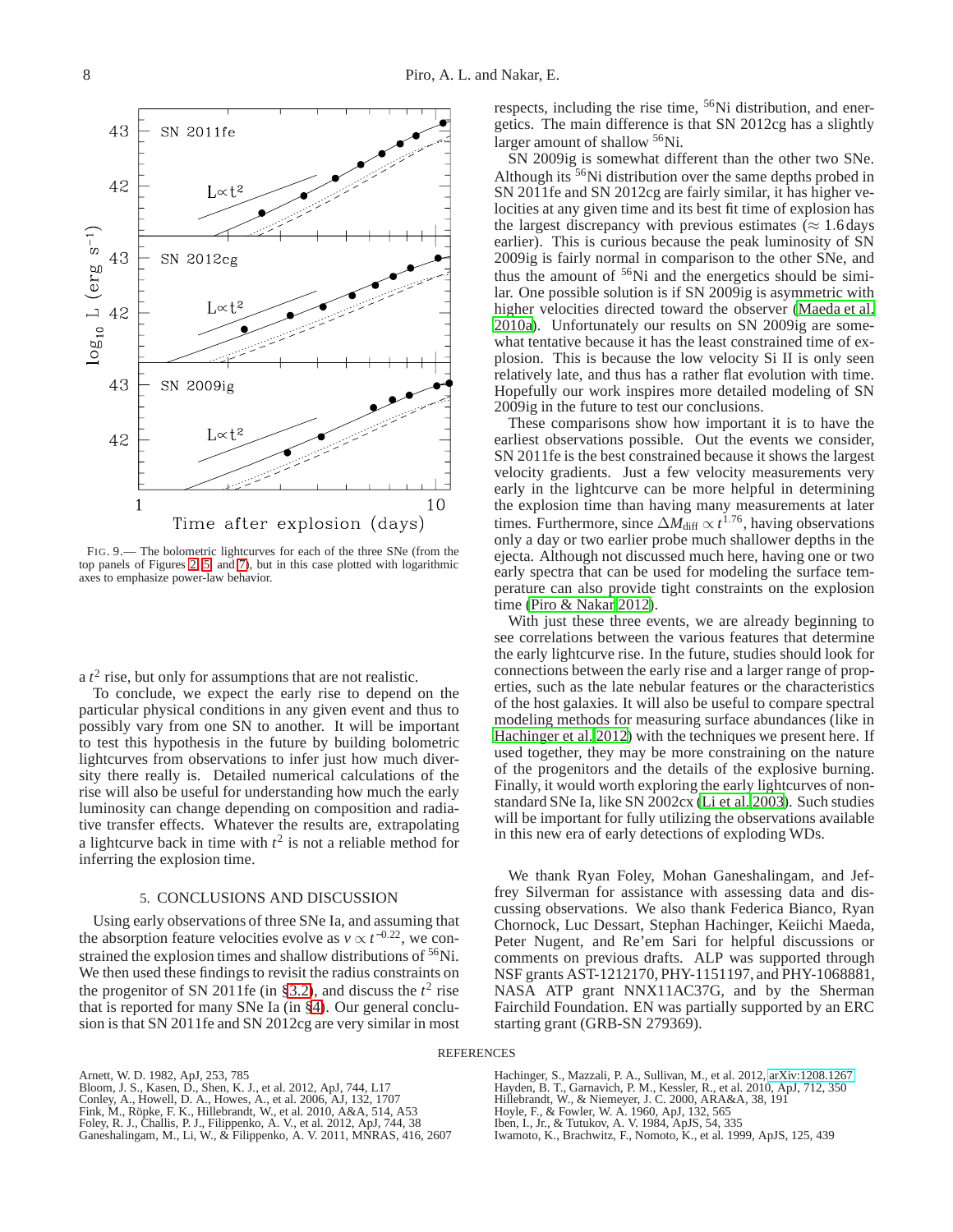FIG. 9.— The bolometric lightcurves for each of the three SNe (from the top panels of Figures 2, 5, and 7), but in this case plotted with logarithmic axes to emphasize power-law behavior.

a $t^2$ rise, but only for assumptions that are not realistic.

To conclude, we expect the early rise to depend on the particular physical conditions in any given event and thus to possibly vary from one SN to another. It will be important to test this hypothesis in the future by building bolometric lightcurves from observations to infer just how much diversity there really is. Detailed numerical calculations of the rise will also be useful for understanding how much the early luminosity can change depending on composition and radiative transfer effects. Whatever the results are, extrapolating a lightcurve back in time with $t^2$ is not a reliable method for inferring the explosion time.

## 5. CONCLUSIONS AND DISCUSSION

Using early observations of three SNe Ia, and assuming that the absorption feature velocities evolve as $v \propto t^{-0.22}$, we constrained the explosion times and shallow distributions of $^{56}$Ni. We then used these findings to revisit the radius constraints on the progenitor of SN 2011fe (in §3.2), and discuss the $t^2$ rise that is reported for many SNe Ia (in §4). Our general conclusion is that SN 2011fe and SN 2012cg are very similar in most respects, including the rise time, $^{56}$Ni distribution, and energetics. The main difference is that SN 2012cg has a slightly larger amount of shallow $^{56}$Ni.

SN 2009ig is somewhat different than the other two SNe. Although its $^{56}$Ni distribution over the same depths probed in SN 2011fe and SN 2012cg are fairly similar, it has higher velocities at any given time and its best fit time of explosion has the largest discrepancy with previous estimates ($\approx 1.6$ days earlier). This is curious because the peak luminosity of SN 2009ig is fairly normal in comparison to the other SNe, and thus the amount of $^{56}$Ni and the energetics should be similar. One possible solution is if SN 2009ig is asymmetric with higher velocities directed toward the observer (Maeda et al. 2010a). Unfortunately our results on SN 2009ig are somewhat tentative because it has the least constrained time of explosion. This is because the low velocity Si II is only seen relatively late, and thus has a rather flat evolution with time. Hopefully our work inspires more detailed modeling of SN 2009ig in the future to test our conclusions.

These comparisons show how important it is to have the earliest observations possible. Out the events we consider, SN 2011fe is the best constrained because it shows the largest velocity gradients. Just a few velocity measurements very early in the lightcurve can be more helpful in determining the explosion time than having many measurements at later times. Furthermore, since $\Delta M_{\rm diff} \propto t^{1.76}$, having observations only a day or two earlier probe much shallower depths in the ejecta. Although not discussed much here, having one or two early spectra that can be used for modeling the surface temperature can also provide tight constraints on the explosion time (Piro & Nakar 2012).

With just these three events, we are already beginning to see correlations between the various features that determine the early lightcurve rise. In the future, studies should look for connections between the early rise and a larger range of properties, such as the late nebular features or the characteristics of the host galaxies. It will also be useful to compare spectral modeling methods for measuring surface abundances (like in Hachinger et al. 2012) with the techniques we present here. If used together, they may be more constraining on the nature of the progenitors and the details of the explosive burning. Finally, it would worth exploring the early lightcurves of non-standard SNe Ia, like SN 2002cx (Li et al. 2003). Such studies will be important for fully utilizing the observations available in this new era of early detections of exploding WDs.

We thank Ryan Foley, Mohan Ganeshalingam, and Jeffrey Silverman for assistance with assessing data and discussing observations. We also thank Federica Bianco, Ryan Chornock, Luc Dessart, Stephan Hachinger, Keiichi Maeda, Peter Nugent, and Re'em Sari for helpful discussions or comments on previous drafts. ALP was supported through NSF grants AST-1212170, PHY-1151197, and PHY-1068881, NASA ATP grant NNX11AC37G, and by the Sherman Fairchild Foundation. EN was partially supported by an ERC starting grant (GRB-SN 279369).

## REFERENCES

Arnett, W. D. 1982, ApJ, 253, 785
Bloom, J. S., Kasen, D., Shen, K. J., et al. 2012, ApJ, 744, L17
Conley, A., Howell, D. A., Howes, A., et al. 2006, AJ, 132, 1707
Fink, M., Röpke, F. K., Hillebrandt, W., et al. 2010, A&A, 514, A53
Foley, R. J., Challis, P. J., Filippenko, A. V., et al. 2012, ApJ, 744, 38
Ganeshalingam, M., Li, W., & Filippenko, A. V. 2011, MNRAS, 416, 2607
Hachinger, S., Mazzali, P. A., Sullivan, M., et al. 2012, arXiv:1208.1267
Hayden, B. T., Garnavich, P. M., Kessler, R., et al. 2010, ApJ, 712, 350
Hillebrandt, W., & Niemeyer, J. C. 2000, ARA&A, 38, 191
Hoyle, F., & Fowler, W. A. 1960, ApJ, 132, 565
Iben, I., Jr., & Tutukov, A. V. 1984, ApJS, 54, 335
Iwamoto, K., Brachwitz, F., Nomoto, K., et al. 1999, ApJS, 125, 439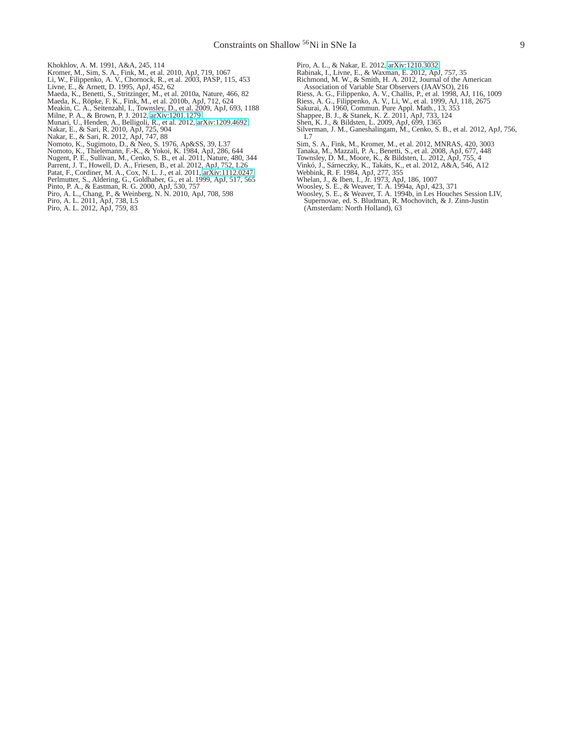Khokhlov, A. M. 1991, A&A, 245, 114
Kromer, M., Sim, S. A., Fink, M., et al. 2010, ApJ, 719, 1067
Li, W., Filippenko, A. V., Chornock, R., et al. 2003, PASP, 115, 453
Livne, E., & Arnett, D. 1995, ApJ, 452, 62
Maeda, K., Benetti, S., Stritzinger, M., et al. 2010a, Nature, 466, 82
Maeda, K., Röpke, F. K., Fink, M., et al. 2010b, ApJ, 712, 624
Meakin, C. A., Seitenzahl, I., Townsley, D., et al. 2009, ApJ, 693, 1188
Milne, P. A., & Brown, P. J. 2012, arXiv:1201.1279
Munari, U., Henden, A., Belligoli, R., et al. 2012, arXiv:1209.4692
Nakar, E., & Sari, R. 2010, ApJ, 725, 904
Nakar, E., & Sari, R. 2012, ApJ, 747, 88
Nomoto, K., Sugimoto, D., & Neo, S. 1976, Ap&SS, 39, L37
Nomoto, K., Thielemann, F.-K., & Yokoi, K. 1984, ApJ, 286, 644
Nugent, P. E., Sullivan, M., Cenko, S. B., et al. 2011, Nature, 480, 344
Parrent, J. T., Howell, D. A., Friesen, B., et al. 2012, ApJ, 752, L26
Patat, F., Cordiner, M. A., Cox, N. L. J., et al. 2011, arXiv:1112.0247
Perlmutter, S., Aldering, G., Goldhaber, G., et al. 1999, ApJ, 517, 565
Pinto, P. A., & Eastman, R. G. 2000, ApJ, 530, 757
Piro, A. L., Chang, P., & Weinberg, N. N. 2010, ApJ, 708, 598
Piro, A. L. 2011, ApJ, 738, L5
Piro, A. L. 2012, ApJ, 759, 83
Piro, A. L., & Nakar, E. 2012, arXiv:1210.3032
Rabinak, I., Livne, E., & Waxman, E. 2012, ApJ, 757, 35
Richmond, M. W., & Smith, H. A. 2012, Journal of the American Association of Variable Star Observers (JAAVSO), 216
Riess, A. G., Filippenko, A. V., Challis, P., et al. 1998, AJ, 116, 1009
Riess, A. G., Filippenko, A. V., Li, W., et al. 1999, AJ, 118, 2675
Sakurai, A. 1960, Commun. Pure Appl. Math., 13, 353
Shappee, B. J., & Stanek, K. Z. 2011, ApJ, 733, 124
Shen, K. J., & Bildsten, L. 2009, ApJ, 699, 1365
Silverman, J. M., Ganeshalingam, M., Cenko, S. B., et al. 2012, ApJ, 756, L7
Sim, S. A., Fink, M., Kromer, M., et al. 2012, MNRAS, 420, 3003
Tanaka, M., Mazzali, P. A., Benetti, S., et al. 2008, ApJ, 677, 448
Townsley, D. M., Moore, K., & Bildsten, L. 2012, ApJ, 755, 4
Vinkó, J., Sárneczky, K., Takáts, K., et al. 2012, A&A, 546, A12
Webbink, R. F. 1984, ApJ, 277, 355
Whelan, J., & Iben, I., Jr. 1973, ApJ, 186, 1007
Woosley, S. E., & Weaver, T. A. 1994a, ApJ, 423, 371
Woosley, S. E., & Weaver, T. A. 1994b, in Les Houches Session LIV, Supernovae, ed. S. Bludman, R. Mochovitch, & J. Zinn-Justin (Amsterdam: North Holland), 63